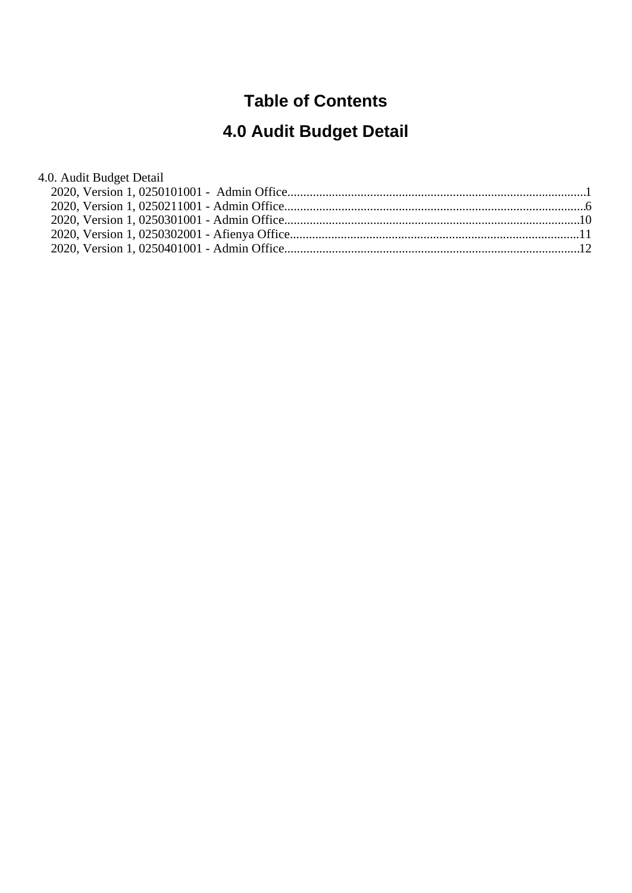# Table of Contents

## 4.0 Audit Budget Detail

4.0. Audit Budget Detail

- 2020, Version 1, 0250101001 -  Admin Office.............................................................................................1
- 2020, Version 1, 0250211001 - Admin Office..............................................................................................6
- 2020, Version 1, 0250301001 - Admin Office.............................................................................................10
- 2020, Version 1, 0250302001 - Afienya Office...........................................................................................11
- 2020, Version 1, 0250401001 - Admin Office.............................................................................................12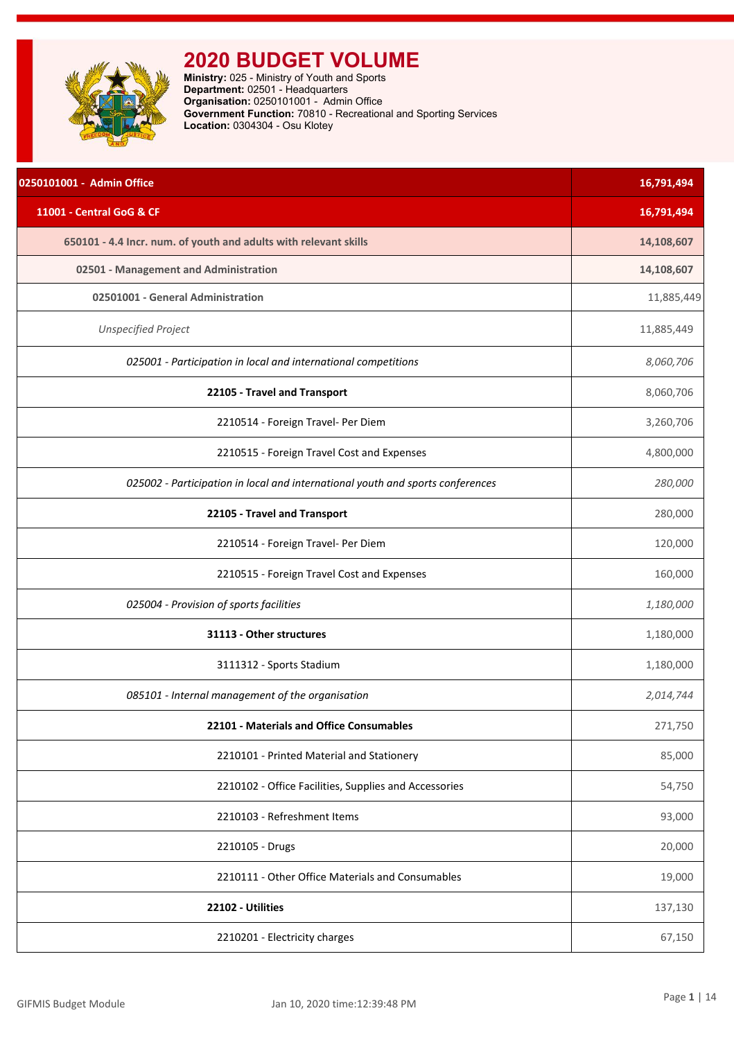# 2020 BUDGET VOLUME

**Ministry:** 025 - Ministry of Youth and Sports
**Department:** 02501 - Headquarters
**Organisation:** 0250101001 - Admin Office
**Government Function:** 70810 - Recreational and Sporting Services
**Location:** 0304304 - Osu Klotey

| 0250101001 - Admin Office | 16,791,494 |
|---|---|
| **11001 - Central GoG & CF** | **16,791,494** |
| **650101 - 4.4 Incr. num. of youth and adults with relevant skills** | **14,108,607** |
| **02501 - Management and Administration** | **14,108,607** |
| **02501001 - General Administration** | 11,885,449 |
| *Unspecified Project* | 11,885,449 |
| *025001 - Participation in local and international competitions* | *8,060,706* |
| **22105 - Travel and Transport** | 8,060,706 |
| 2210514 - Foreign Travel- Per Diem | 3,260,706 |
| 2210515 - Foreign Travel Cost and Expenses | 4,800,000 |
| *025002 - Participation in local and international youth and sports conferences* | *280,000* |
| **22105 - Travel and Transport** | 280,000 |
| 2210514 - Foreign Travel- Per Diem | 120,000 |
| 2210515 - Foreign Travel Cost and Expenses | 160,000 |
| *025004 - Provision of sports facilities* | *1,180,000* |
| **31113 - Other structures** | 1,180,000 |
| 3111312 - Sports Stadium | 1,180,000 |
| *085101 - Internal management of the organisation* | *2,014,744* |
| **22101 - Materials and Office Consumables** | 271,750 |
| 2210101 - Printed Material and Stationery | 85,000 |
| 2210102 - Office Facilities, Supplies and Accessories | 54,750 |
| 2210103 - Refreshment Items | 93,000 |
| 2210105 - Drugs | 20,000 |
| 2210111 - Other Office Materials and Consumables | 19,000 |
| **22102 - Utilities** | 137,130 |
| 2210201 - Electricity charges | 67,150 |

GIFMIS Budget Module    Jan 10, 2020 time:12:39:48 PM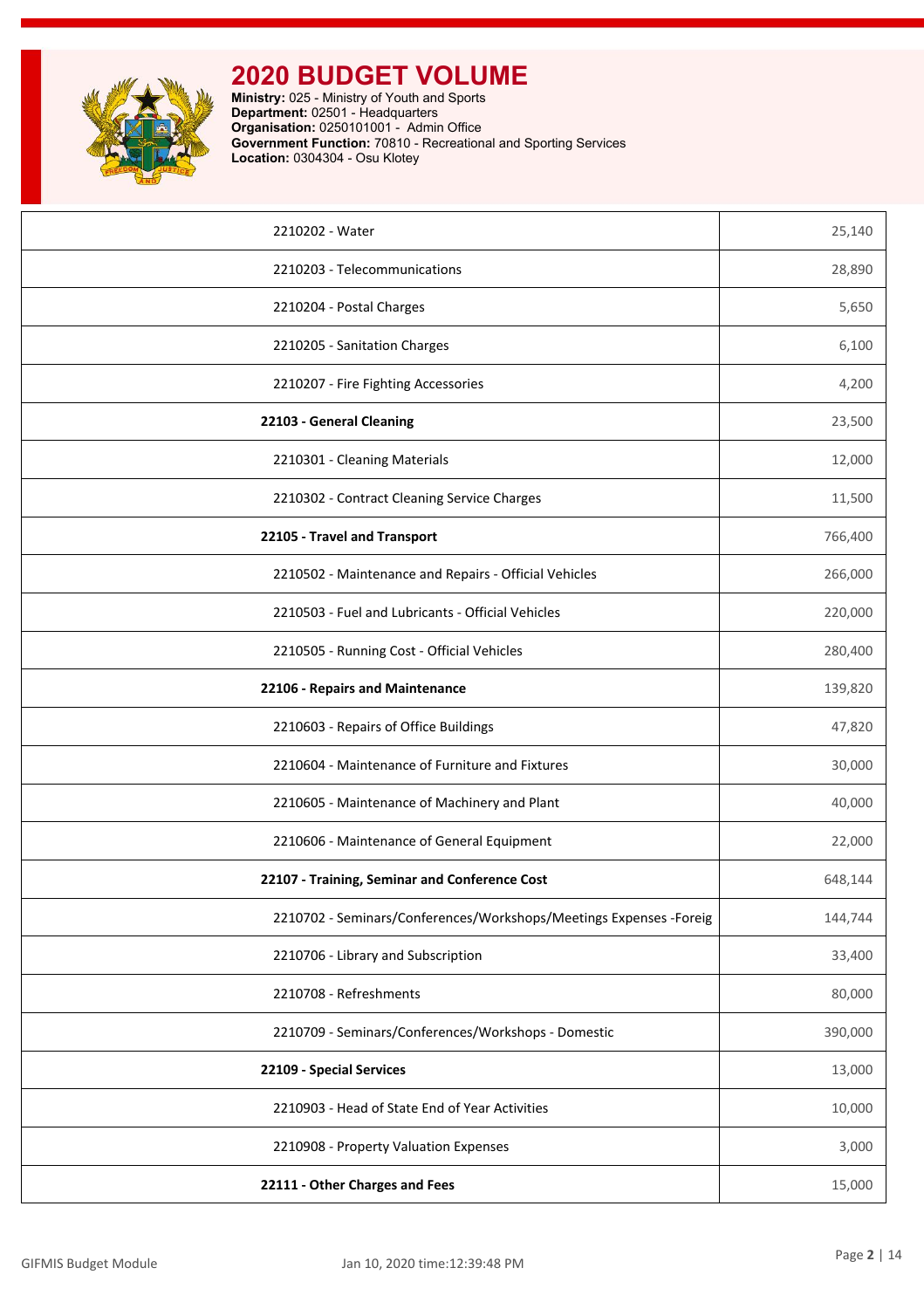# 2020 BUDGET VOLUME

**Ministry:** 025 - Ministry of Youth and Sports
**Department:** 02501 - Headquarters
**Organisation:** 0250101001 - Admin Office
**Government Function:** 70810 - Recreational and Sporting Services
**Location:** 0304304 - Osu Klotey

| | |
|---|---|
| 2210202 - Water | 25,140 |
| 2210203 - Telecommunications | 28,890 |
| 2210204 - Postal Charges | 5,650 |
| 2210205 - Sanitation Charges | 6,100 |
| 2210207 - Fire Fighting Accessories | 4,200 |
| **22103 - General Cleaning** | 23,500 |
| 2210301 - Cleaning Materials | 12,000 |
| 2210302 - Contract Cleaning Service Charges | 11,500 |
| **22105 - Travel and Transport** | 766,400 |
| 2210502 - Maintenance and Repairs - Official Vehicles | 266,000 |
| 2210503 - Fuel and Lubricants - Official Vehicles | 220,000 |
| 2210505 - Running Cost - Official Vehicles | 280,400 |
| **22106 - Repairs and Maintenance** | 139,820 |
| 2210603 - Repairs of Office Buildings | 47,820 |
| 2210604 - Maintenance of Furniture and Fixtures | 30,000 |
| 2210605 - Maintenance of Machinery and Plant | 40,000 |
| 2210606 - Maintenance of General Equipment | 22,000 |
| **22107 - Training, Seminar and Conference Cost** | 648,144 |
| 2210702 - Seminars/Conferences/Workshops/Meetings Expenses -Foreig | 144,744 |
| 2210706 - Library and Subscription | 33,400 |
| 2210708 - Refreshments | 80,000 |
| 2210709 - Seminars/Conferences/Workshops - Domestic | 390,000 |
| **22109 - Special Services** | 13,000 |
| 2210903 - Head of State End of Year Activities | 10,000 |
| 2210908 - Property Valuation Expenses | 3,000 |
| **22111 - Other Charges and Fees** | 15,000 |

GIFMIS Budget Module | Jan 10, 2020 time:12:39:48 PM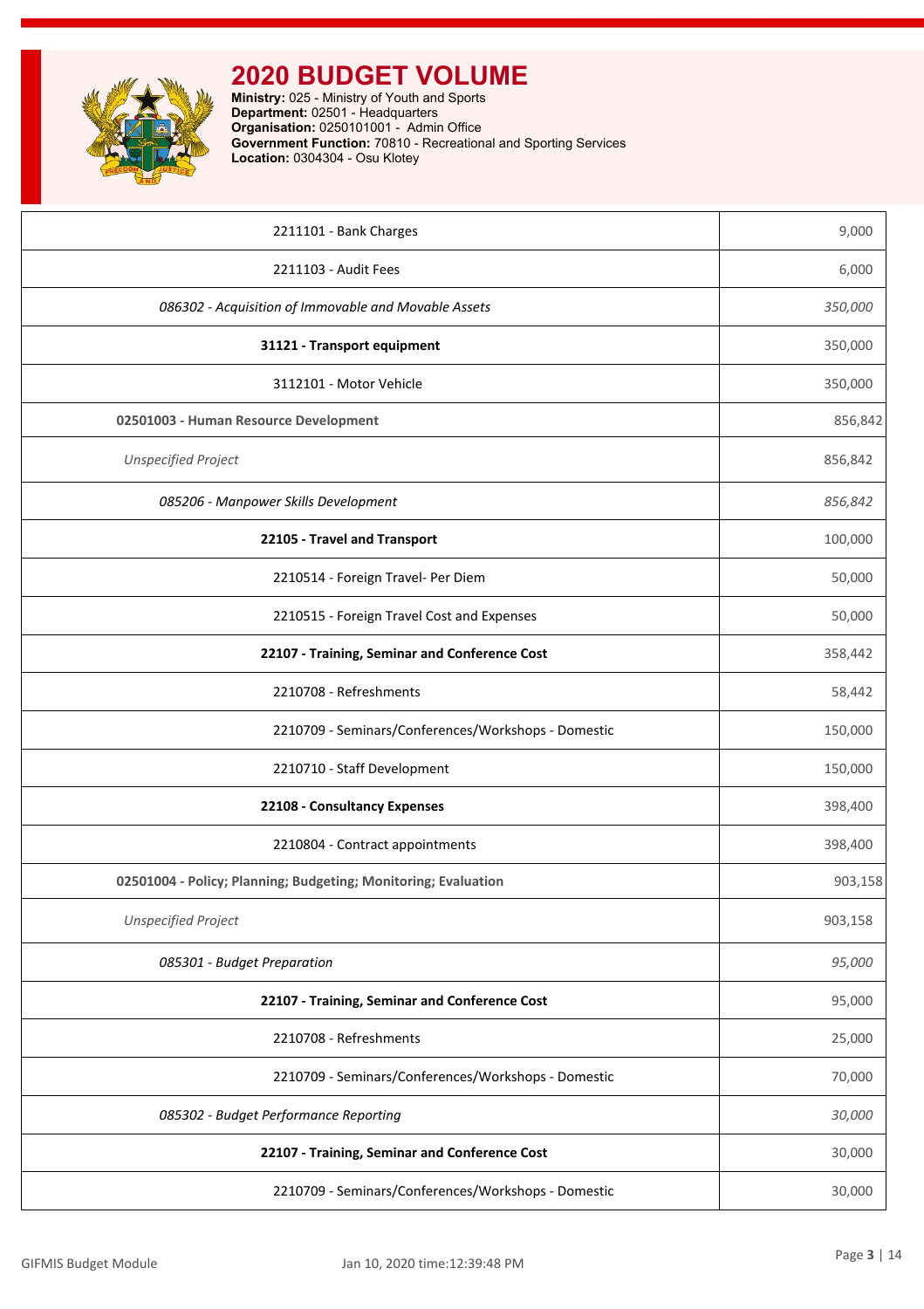# 2020 BUDGET VOLUME

**Ministry:** 025 - Ministry of Youth and Sports
**Department:** 02501 - Headquarters
**Organisation:** 0250101001 - Admin Office
**Government Function:** 70810 - Recreational and Sporting Services
**Location:** 0304304 - Osu Klotey

| | |
|---|---|
| 2211101 - Bank Charges | 9,000 |
| 2211103 - Audit Fees | 6,000 |
| *086302 - Acquisition of Immovable and Movable Assets* | *350,000* |
| **31121 - Transport equipment** | 350,000 |
| 3112101 - Motor Vehicle | 350,000 |
| **02501003 - Human Resource Development** | 856,842 |
| *Unspecified Project* | 856,842 |
| *085206 - Manpower Skills Development* | *856,842* |
| **22105 - Travel and Transport** | 100,000 |
| 2210514 - Foreign Travel- Per Diem | 50,000 |
| 2210515 - Foreign Travel Cost and Expenses | 50,000 |
| **22107 - Training, Seminar and Conference Cost** | 358,442 |
| 2210708 - Refreshments | 58,442 |
| 2210709 - Seminars/Conferences/Workshops - Domestic | 150,000 |
| 2210710 - Staff Development | 150,000 |
| **22108 - Consultancy Expenses** | 398,400 |
| 2210804 - Contract appointments | 398,400 |
| **02501004 - Policy; Planning; Budgeting; Monitoring; Evaluation** | 903,158 |
| *Unspecified Project* | 903,158 |
| *085301 - Budget Preparation* | *95,000* |
| **22107 - Training, Seminar and Conference Cost** | 95,000 |
| 2210708 - Refreshments | 25,000 |
| 2210709 - Seminars/Conferences/Workshops - Domestic | 70,000 |
| *085302 - Budget Performance Reporting* | *30,000* |
| **22107 - Training, Seminar and Conference Cost** | 30,000 |
| 2210709 - Seminars/Conferences/Workshops - Domestic | 30,000 |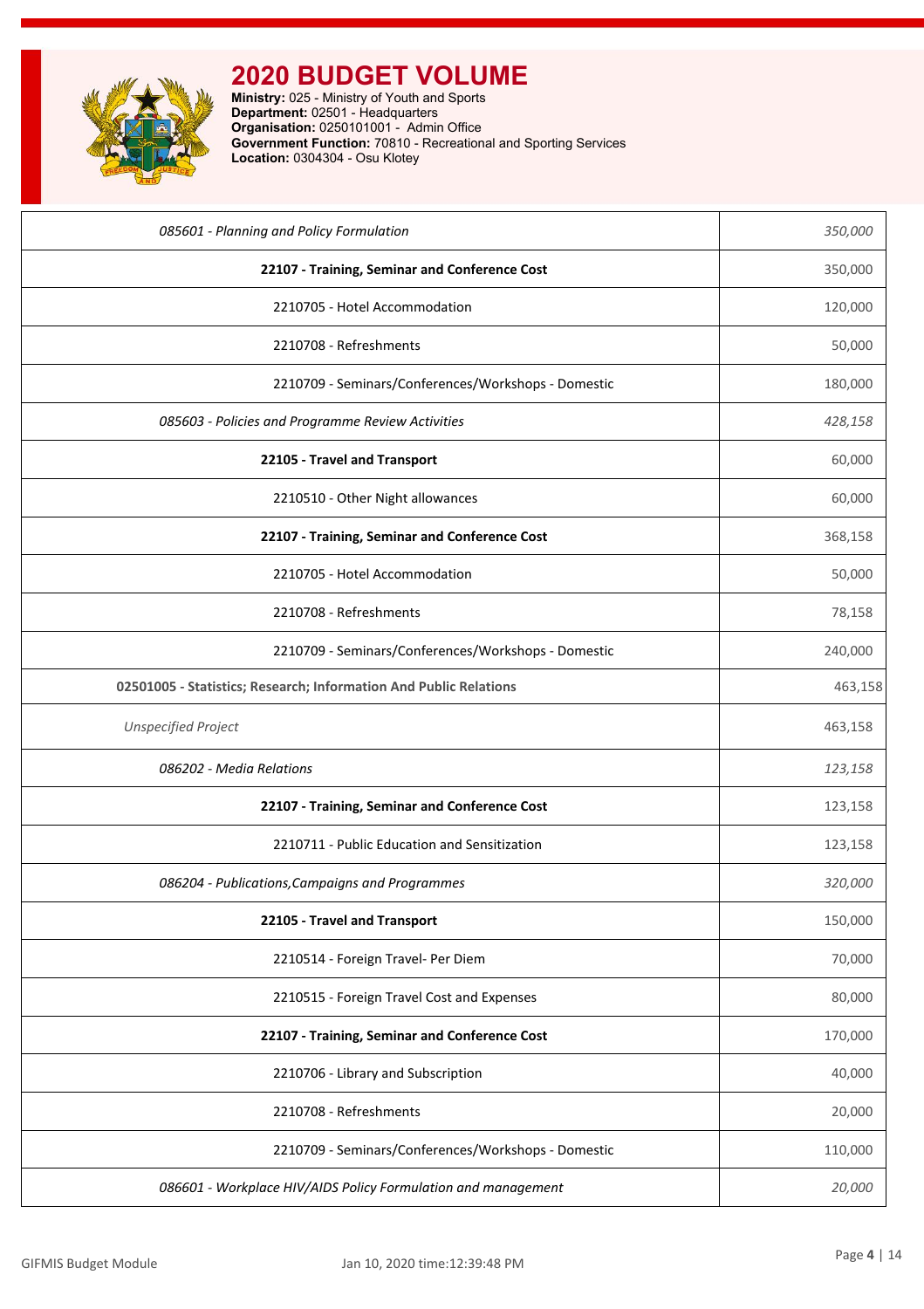# 2020 BUDGET VOLUME

**Ministry:** 025 - Ministry of Youth and Sports
**Department:** 02501 - Headquarters
**Organisation:** 0250101001 - Admin Office
**Government Function:** 70810 - Recreational and Sporting Services
**Location:** 0304304 - Osu Klotey

| | |
|---|---|
| *085601 - Planning and Policy Formulation* | *350,000* |
| **22107 - Training, Seminar and Conference Cost** | 350,000 |
| 2210705 - Hotel Accommodation | 120,000 |
| 2210708 - Refreshments | 50,000 |
| 2210709 - Seminars/Conferences/Workshops - Domestic | 180,000 |
| *085603 - Policies and Programme Review Activities* | *428,158* |
| **22105 - Travel and Transport** | 60,000 |
| 2210510 - Other Night allowances | 60,000 |
| **22107 - Training, Seminar and Conference Cost** | 368,158 |
| 2210705 - Hotel Accommodation | 50,000 |
| 2210708 - Refreshments | 78,158 |
| 2210709 - Seminars/Conferences/Workshops - Domestic | 240,000 |
| **02501005 - Statistics; Research; Information And Public Relations** | 463,158 |
| *Unspecified Project* | 463,158 |
| *086202 - Media Relations* | *123,158* |
| **22107 - Training, Seminar and Conference Cost** | 123,158 |
| 2210711 - Public Education and Sensitization | 123,158 |
| *086204 - Publications,Campaigns and Programmes* | *320,000* |
| **22105 - Travel and Transport** | 150,000 |
| 2210514 - Foreign Travel- Per Diem | 70,000 |
| 2210515 - Foreign Travel Cost and Expenses | 80,000 |
| **22107 - Training, Seminar and Conference Cost** | 170,000 |
| 2210706 - Library and Subscription | 40,000 |
| 2210708 - Refreshments | 20,000 |
| 2210709 - Seminars/Conferences/Workshops - Domestic | 110,000 |
| *086601 - Workplace HIV/AIDS Policy Formulation and management* | *20,000* |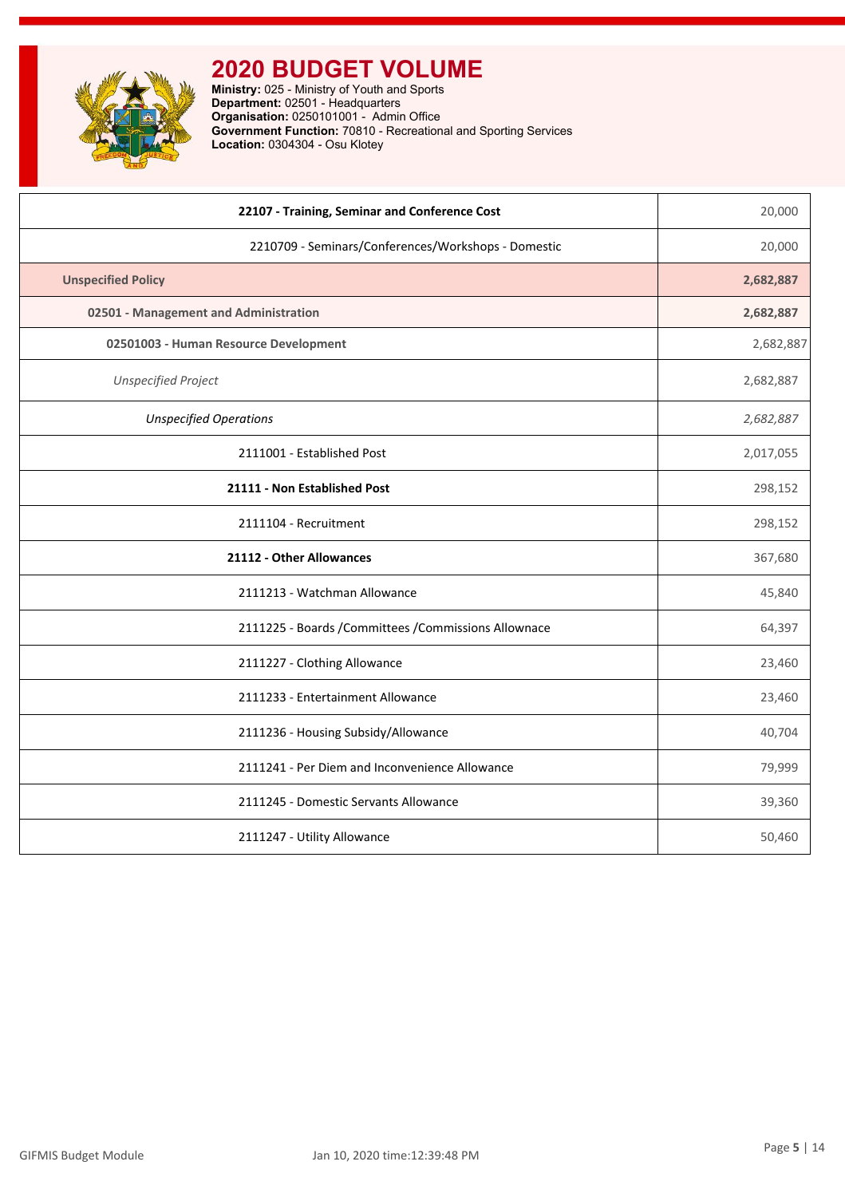# 2020 BUDGET VOLUME

**Ministry:** 025 - Ministry of Youth and Sports
**Department:** 02501 - Headquarters
**Organisation:** 0250101001 - Admin Office
**Government Function:** 70810 - Recreational and Sporting Services
**Location:** 0304304 - Osu Klotey

| | |
|---|---:|
| **22107 - Training, Seminar and Conference Cost** | 20,000 |
| 2210709 - Seminars/Conferences/Workshops - Domestic | 20,000 |
| **Unspecified Policy** | **2,682,887** |
| **02501 - Management and Administration** | **2,682,887** |
| **02501003 - Human Resource Development** | 2,682,887 |
| *Unspecified Project* | 2,682,887 |
| *Unspecified Operations* | *2,682,887* |
| 2111001 - Established Post | 2,017,055 |
| **21111 - Non Established Post** | 298,152 |
| 2111104 - Recruitment | 298,152 |
| **21112 - Other Allowances** | 367,680 |
| 2111213 - Watchman Allowance | 45,840 |
| 2111225 - Boards /Committees /Commissions Allownace | 64,397 |
| 2111227 - Clothing Allowance | 23,460 |
| 2111233 - Entertainment Allowance | 23,460 |
| 2111236 - Housing Subsidy/Allowance | 40,704 |
| 2111241 - Per Diem and Inconvenience Allowance | 79,999 |
| 2111245 - Domestic Servants Allowance | 39,360 |
| 2111247 - Utility Allowance | 50,460 |

GIFMIS Budget Module Jan 10, 2020 time:12:39:48 PM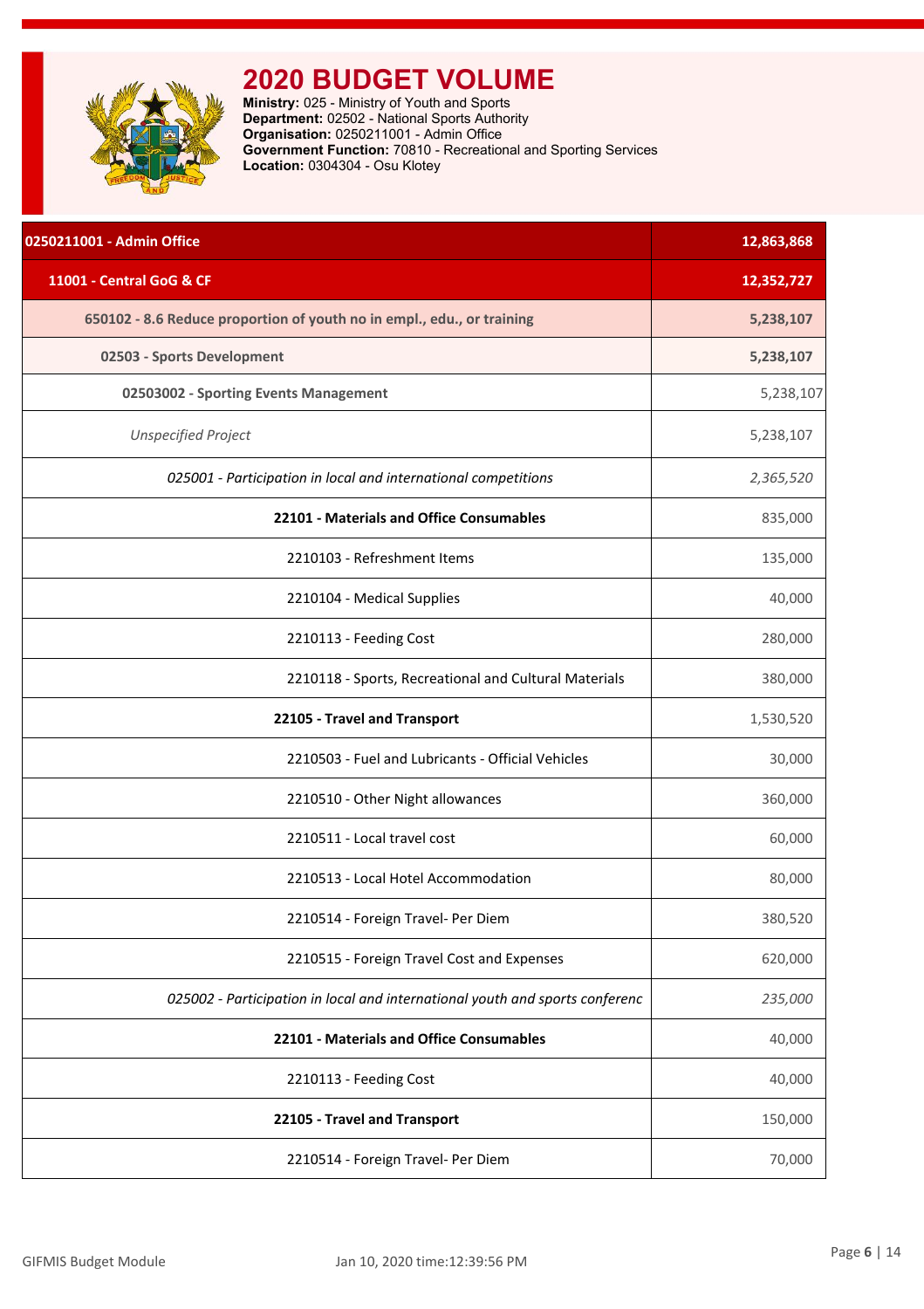# 2020 BUDGET VOLUME

**Ministry:** 025 - Ministry of Youth and Sports
**Department:** 02502 - National Sports Authority
**Organisation:** 0250211001 - Admin Office
**Government Function:** 70810 - Recreational and Sporting Services
**Location:** 0304304 - Osu Klotey

| | |
|---|---|
| **0250211001 - Admin Office** | **12,863,868** |
| **11001 - Central GoG & CF** | **12,352,727** |
| **650102 - 8.6 Reduce proportion of youth no in empl., edu., or training** | **5,238,107** |
| **02503 - Sports Development** | **5,238,107** |
| **02503002 - Sporting Events Management** | 5,238,107 |
| *Unspecified Project* | 5,238,107 |
| *025001 - Participation in local and international competitions* | *2,365,520* |
| **22101 - Materials and Office Consumables** | 835,000 |
| 2210103 - Refreshment Items | 135,000 |
| 2210104 - Medical Supplies | 40,000 |
| 2210113 - Feeding Cost | 280,000 |
| 2210118 - Sports, Recreational and Cultural Materials | 380,000 |
| **22105 - Travel and Transport** | 1,530,520 |
| 2210503 - Fuel and Lubricants - Official Vehicles | 30,000 |
| 2210510 - Other Night allowances | 360,000 |
| 2210511 - Local travel cost | 60,000 |
| 2210513 - Local Hotel Accommodation | 80,000 |
| 2210514 - Foreign Travel- Per Diem | 380,520 |
| 2210515 - Foreign Travel Cost and Expenses | 620,000 |
| *025002 - Participation in local and international youth and sports conferenc* | *235,000* |
| **22101 - Materials and Office Consumables** | 40,000 |
| 2210113 - Feeding Cost | 40,000 |
| **22105 - Travel and Transport** | 150,000 |
| 2210514 - Foreign Travel- Per Diem | 70,000 |

GIFMIS Budget Module Jan 10, 2020 time:12:39:56 PM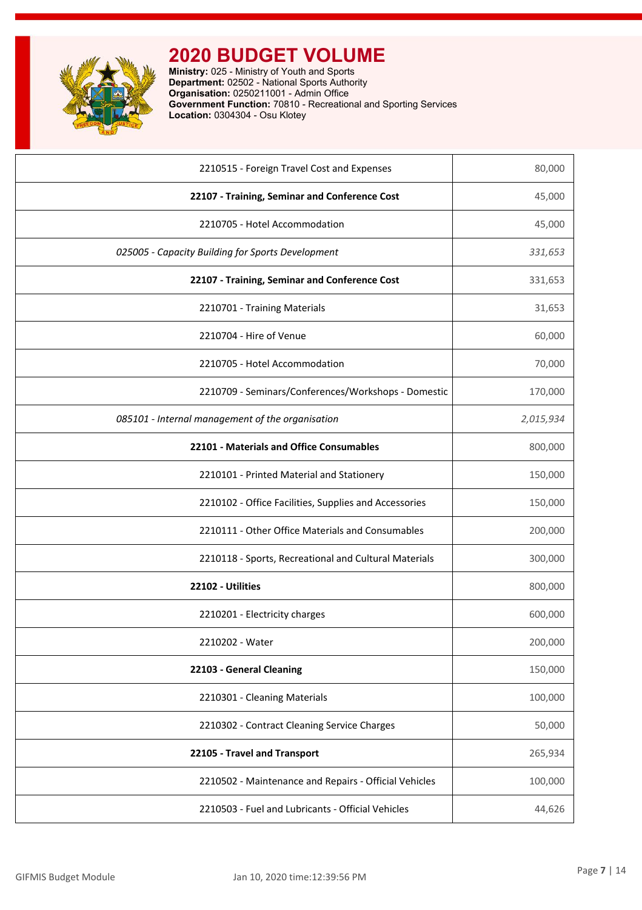# 2020 BUDGET VOLUME

**Ministry:** 025 - Ministry of Youth and Sports
**Department:** 02502 - National Sports Authority
**Organisation:** 0250211001 - Admin Office
**Government Function:** 70810 - Recreational and Sporting Services
**Location:** 0304304 - Osu Klotey

| | |
|---|---|
| 2210515 - Foreign Travel Cost and Expenses | 80,000 |
| **22107 - Training, Seminar and Conference Cost** | 45,000 |
| 2210705 - Hotel Accommodation | 45,000 |
| *025005 - Capacity Building for Sports Development* | *331,653* |
| **22107 - Training, Seminar and Conference Cost** | 331,653 |
| 2210701 - Training Materials | 31,653 |
| 2210704 - Hire of Venue | 60,000 |
| 2210705 - Hotel Accommodation | 70,000 |
| 2210709 - Seminars/Conferences/Workshops - Domestic | 170,000 |
| *085101 - Internal management of the organisation* | *2,015,934* |
| **22101 - Materials and Office Consumables** | 800,000 |
| 2210101 - Printed Material and Stationery | 150,000 |
| 2210102 - Office Facilities, Supplies and Accessories | 150,000 |
| 2210111 - Other Office Materials and Consumables | 200,000 |
| 2210118 - Sports, Recreational and Cultural Materials | 300,000 |
| **22102 - Utilities** | 800,000 |
| 2210201 - Electricity charges | 600,000 |
| 2210202 - Water | 200,000 |
| **22103 - General Cleaning** | 150,000 |
| 2210301 - Cleaning Materials | 100,000 |
| 2210302 - Contract Cleaning Service Charges | 50,000 |
| **22105 - Travel and Transport** | 265,934 |
| 2210502 - Maintenance and Repairs - Official Vehicles | 100,000 |
| 2210503 - Fuel and Lubricants - Official Vehicles | 44,626 |

GIFMIS Budget Module | Jan 10, 2020 time:12:39:56 PM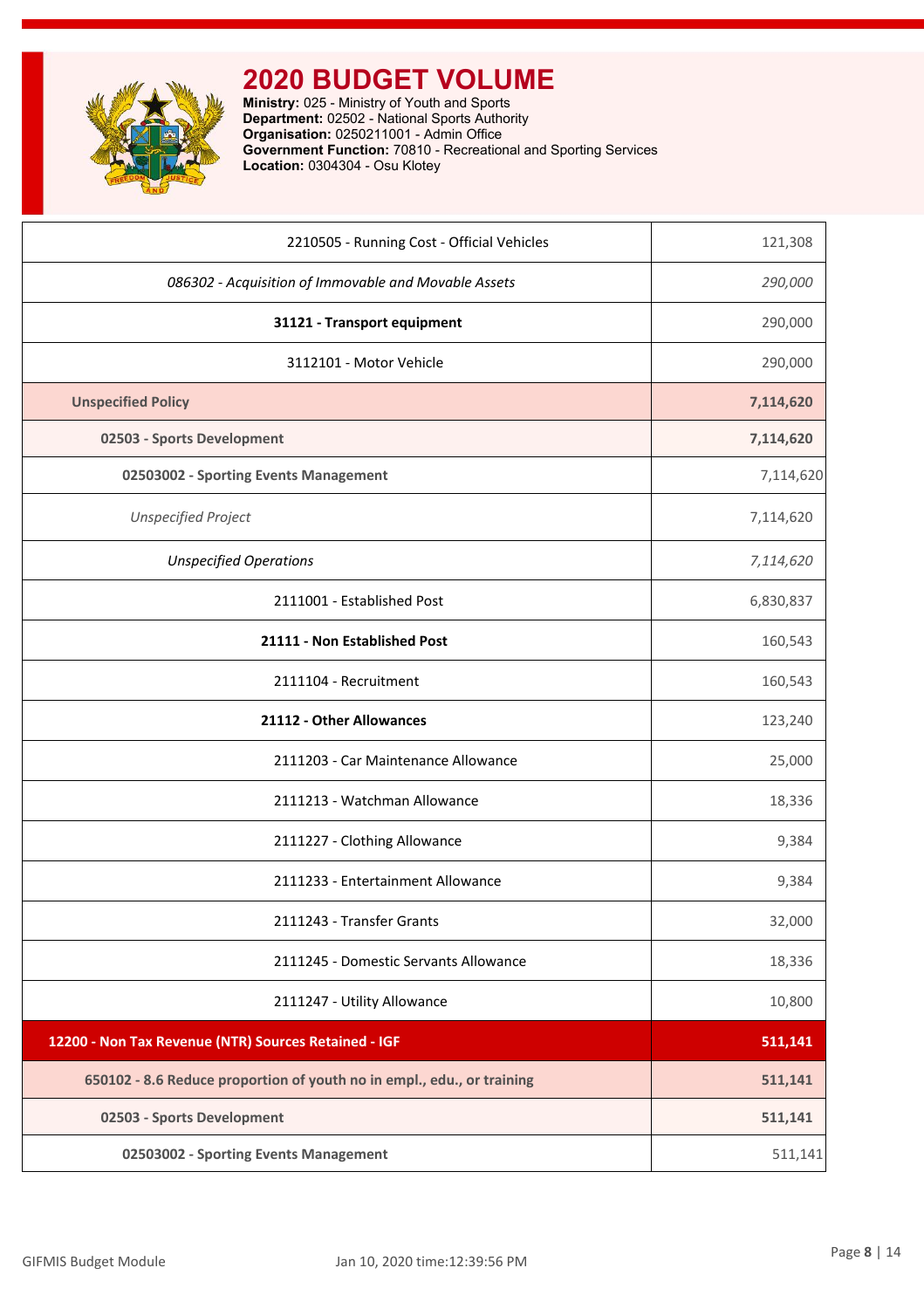# 2020 BUDGET VOLUME

**Ministry:** 025 - Ministry of Youth and Sports
**Department:** 02502 - National Sports Authority
**Organisation:** 0250211001 - Admin Office
**Government Function:** 70810 - Recreational and Sporting Services
**Location:** 0304304 - Osu Klotey

| | |
|---|---|
| 2210505 - Running Cost - Official Vehicles | 121,308 |
| *086302 - Acquisition of Immovable and Movable Assets* | *290,000* |
| **31121 - Transport equipment** | 290,000 |
| 3112101 - Motor Vehicle | 290,000 |
| **Unspecified Policy** | **7,114,620** |
| **02503 - Sports Development** | **7,114,620** |
| **02503002 - Sporting Events Management** | 7,114,620 |
| *Unspecified Project* | 7,114,620 |
| *Unspecified Operations* | *7,114,620* |
| 2111001 - Established Post | 6,830,837 |
| **21111 - Non Established Post** | 160,543 |
| 2111104 - Recruitment | 160,543 |
| **21112 - Other Allowances** | 123,240 |
| 2111203 - Car Maintenance Allowance | 25,000 |
| 2111213 - Watchman Allowance | 18,336 |
| 2111227 - Clothing Allowance | 9,384 |
| 2111233 - Entertainment Allowance | 9,384 |
| 2111243 - Transfer Grants | 32,000 |
| 2111245 - Domestic Servants Allowance | 18,336 |
| 2111247 - Utility Allowance | 10,800 |
| **12200 - Non Tax Revenue (NTR) Sources Retained - IGF** | **511,141** |
| **650102 - 8.6 Reduce proportion of youth no in empl., edu., or training** | **511,141** |
| **02503 - Sports Development** | **511,141** |
| **02503002 - Sporting Events Management** | 511,141 |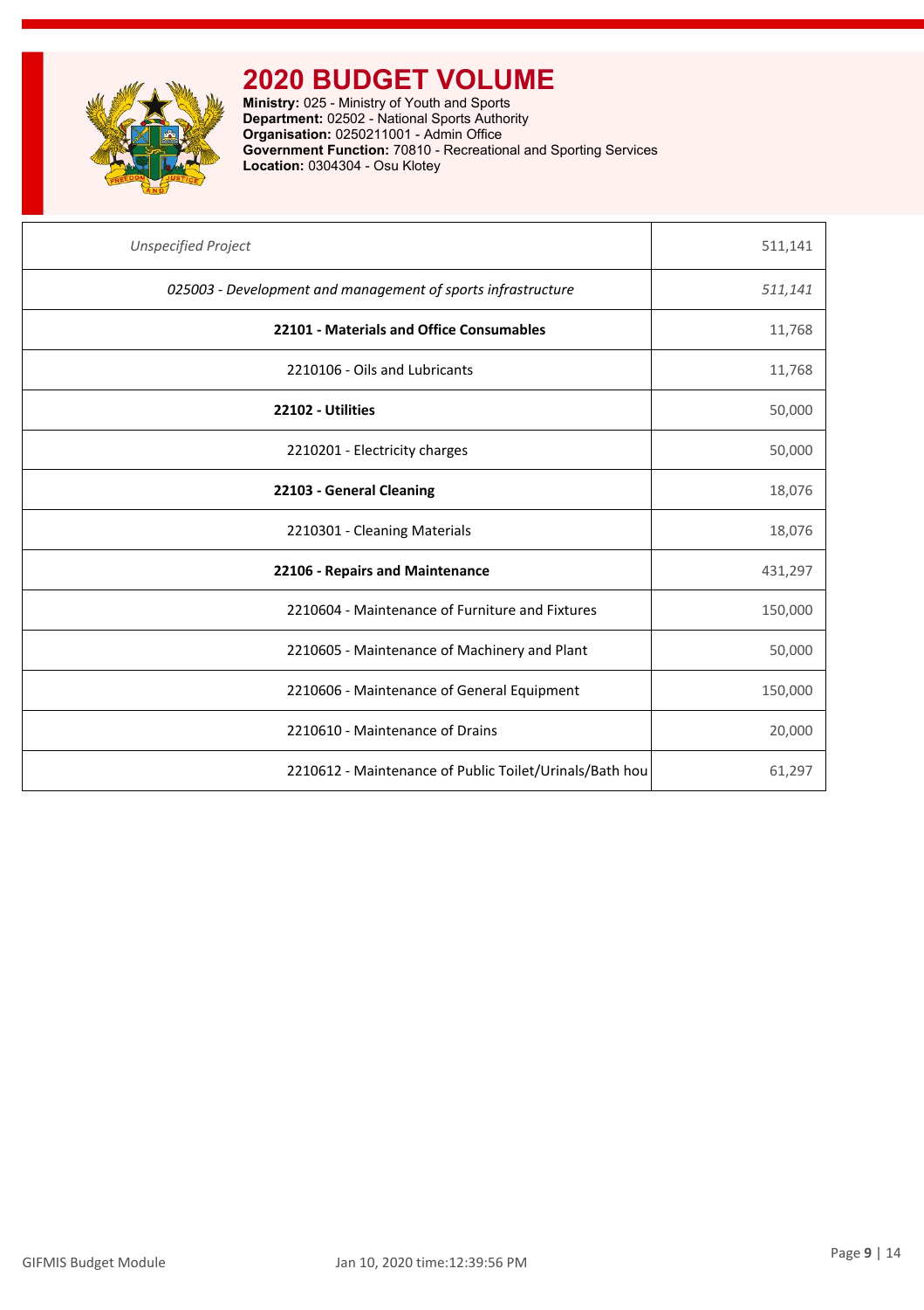# 2020 BUDGET VOLUME

**Ministry:** 025 - Ministry of Youth and Sports
**Department:** 02502 - National Sports Authority
**Organisation:** 0250211001 - Admin Office
**Government Function:** 70810 - Recreational and Sporting Services
**Location:** 0304304 - Osu Klotey

| | |
|---|---|
| *Unspecified Project* | 511,141 |
| *025003 - Development and management of sports infrastructure* | *511,141* |
| **22101 - Materials and Office Consumables** | 11,768 |
| 2210106 - Oils and Lubricants | 11,768 |
| **22102 - Utilities** | 50,000 |
| 2210201 - Electricity charges | 50,000 |
| **22103 - General Cleaning** | 18,076 |
| 2210301 - Cleaning Materials | 18,076 |
| **22106 - Repairs and Maintenance** | 431,297 |
| 2210604 - Maintenance of Furniture and Fixtures | 150,000 |
| 2210605 - Maintenance of Machinery and Plant | 50,000 |
| 2210606 - Maintenance of General Equipment | 150,000 |
| 2210610 - Maintenance of Drains | 20,000 |
| 2210612 - Maintenance of Public Toilet/Urinals/Bath hou | 61,297 |

GIFMIS Budget Module Jan 10, 2020 time:12:39:56 PM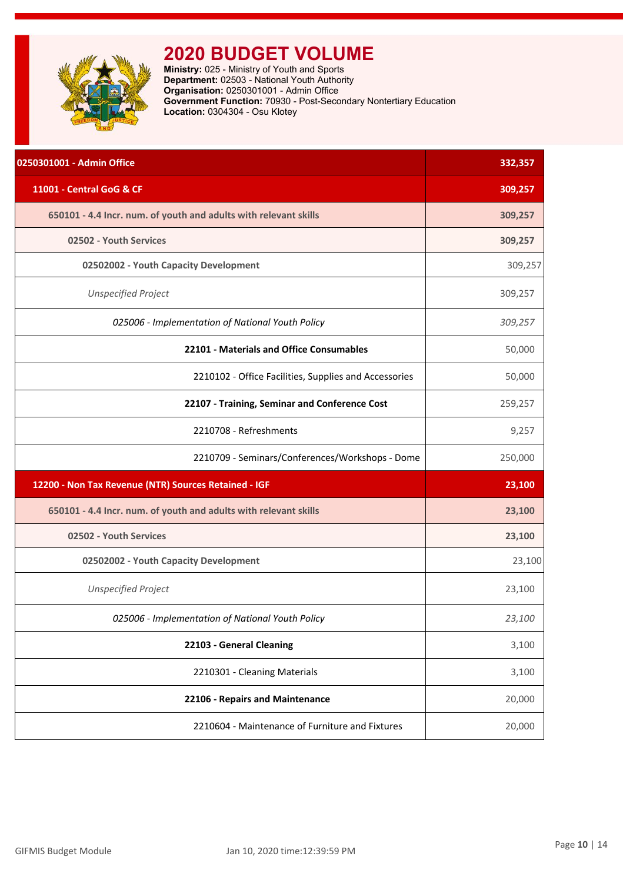# 2020 BUDGET VOLUME

**Ministry:** 025 - Ministry of Youth and Sports
**Department:** 02503 - National Youth Authority
**Organisation:** 0250301001 - Admin Office
**Government Function:** 70930 - Post-Secondary Nontertiary Education
**Location:** 0304304 - Osu Klotey

| 0250301001 - Admin Office | 332,357 |
|---|---|
| **11001 - Central GoG & CF** | **309,257** |
| **650101 - 4.4 Incr. num. of youth and adults with relevant skills** | **309,257** |
| **02502 - Youth Services** | **309,257** |
| **02502002 - Youth Capacity Development** | 309,257 |
| *Unspecified Project* | 309,257 |
| *025006 - Implementation of National Youth Policy* | *309,257* |
| **22101 - Materials and Office Consumables** | 50,000 |
| 2210102 - Office Facilities, Supplies and Accessories | 50,000 |
| **22107 - Training, Seminar and Conference Cost** | 259,257 |
| 2210708 - Refreshments | 9,257 |
| 2210709 - Seminars/Conferences/Workshops - Dome | 250,000 |
| **12200 - Non Tax Revenue (NTR) Sources Retained - IGF** | **23,100** |
| **650101 - 4.4 Incr. num. of youth and adults with relevant skills** | **23,100** |
| **02502 - Youth Services** | **23,100** |
| **02502002 - Youth Capacity Development** | 23,100 |
| *Unspecified Project* | 23,100 |
| *025006 - Implementation of National Youth Policy* | *23,100* |
| **22103 - General Cleaning** | 3,100 |
| 2210301 - Cleaning Materials | 3,100 |
| **22106 - Repairs and Maintenance** | 20,000 |
| 2210604 - Maintenance of Furniture and Fixtures | 20,000 |

GIFMIS Budget Module — Jan 10, 2020 time:12:39:59 PM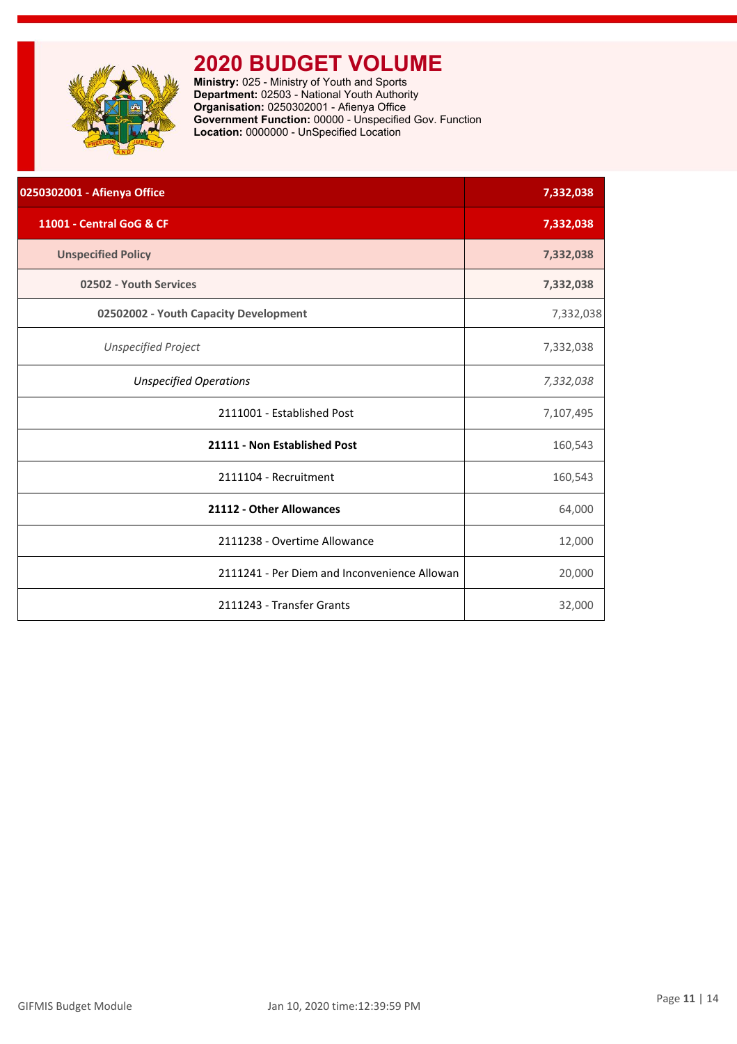# 2020 BUDGET VOLUME

**Ministry:** 025 - Ministry of Youth and Sports
**Department:** 02503 - National Youth Authority
**Organisation:** 0250302001 - Afienya Office
**Government Function:** 00000 - Unspecified Gov. Function
**Location:** 0000000 - UnSpecified Location

| 0250302001 - Afienya Office | 7,332,038 |
|---|---|
| 11001 - Central GoG & CF | 7,332,038 |
| Unspecified Policy | 7,332,038 |
| 02502 - Youth Services | 7,332,038 |
| 02502002 - Youth Capacity Development | 7,332,038 |
| *Unspecified Project* | 7,332,038 |
| *Unspecified Operations* | *7,332,038* |
| 2111001 - Established Post | 7,107,495 |
| **21111 - Non Established Post** | 160,543 |
| 2111104 - Recruitment | 160,543 |
| **21112 - Other Allowances** | 64,000 |
| 2111238 - Overtime Allowance | 12,000 |
| 2111241 - Per Diem and Inconvenience Allowan | 20,000 |
| 2111243 - Transfer Grants | 32,000 |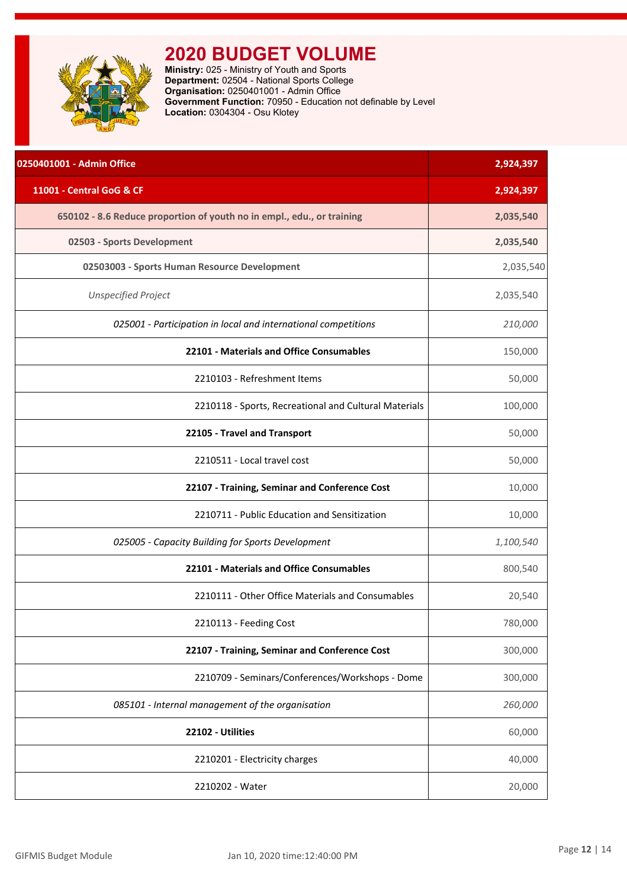# 2020 BUDGET VOLUME

**Ministry:** 025 - Ministry of Youth and Sports
**Department:** 02504 - National Sports College
**Organisation:** 0250401001 - Admin Office
**Government Function:** 70950 - Education not definable by Level
**Location:** 0304304 - Osu Klotey

| | |
|---|---|
| **0250401001 - Admin Office** | **2,924,397** |
| **11001 - Central GoG & CF** | **2,924,397** |
| **650102 - 8.6 Reduce proportion of youth no in empl., edu., or training** | **2,035,540** |
| **02503 - Sports Development** | **2,035,540** |
| **02503003 - Sports Human Resource Development** | 2,035,540 |
| *Unspecified Project* | 2,035,540 |
| *025001 - Participation in local and international competitions* | *210,000* |
| **22101 - Materials and Office Consumables** | 150,000 |
| 2210103 - Refreshment Items | 50,000 |
| 2210118 - Sports, Recreational and Cultural Materials | 100,000 |
| **22105 - Travel and Transport** | 50,000 |
| 2210511 - Local travel cost | 50,000 |
| **22107 - Training, Seminar and Conference Cost** | 10,000 |
| 2210711 - Public Education and Sensitization | 10,000 |
| *025005 - Capacity Building for Sports Development* | *1,100,540* |
| **22101 - Materials and Office Consumables** | 800,540 |
| 2210111 - Other Office Materials and Consumables | 20,540 |
| 2210113 - Feeding Cost | 780,000 |
| **22107 - Training, Seminar and Conference Cost** | 300,000 |
| 2210709 - Seminars/Conferences/Workshops - Dome | 300,000 |
| *085101 - Internal management of the organisation* | *260,000* |
| **22102 - Utilities** | 60,000 |
| 2210201 - Electricity charges | 40,000 |
| 2210202 - Water | 20,000 |

GIFMIS Budget Module Jan 10, 2020 time:12:40:00 PM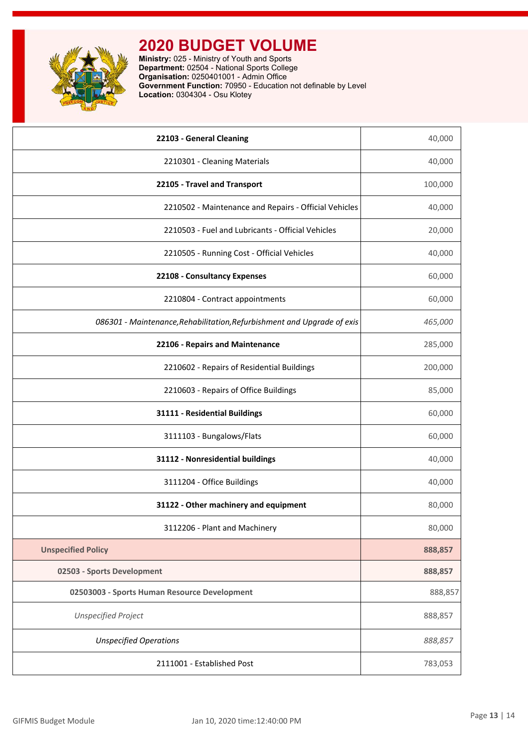# 2020 BUDGET VOLUME

**Ministry:** 025 - Ministry of Youth and Sports
**Department:** 02504 - National Sports College
**Organisation:** 0250401001 - Admin Office
**Government Function:** 70950 - Education not definable by Level
**Location:** 0304304 - Osu Klotey

| | |
|---|---|
| **22103 - General Cleaning** | 40,000 |
| 2210301 - Cleaning Materials | 40,000 |
| **22105 - Travel and Transport** | 100,000 |
| 2210502 - Maintenance and Repairs - Official Vehicles | 40,000 |
| 2210503 - Fuel and Lubricants - Official Vehicles | 20,000 |
| 2210505 - Running Cost - Official Vehicles | 40,000 |
| **22108 - Consultancy Expenses** | 60,000 |
| 2210804 - Contract appointments | 60,000 |
| *086301 - Maintenance,Rehabilitation,Refurbishment and Upgrade of exis* | *465,000* |
| **22106 - Repairs and Maintenance** | 285,000 |
| 2210602 - Repairs of Residential Buildings | 200,000 |
| 2210603 - Repairs of Office Buildings | 85,000 |
| **31111 - Residential Buildings** | 60,000 |
| 3111103 - Bungalows/Flats | 60,000 |
| **31112 - Nonresidential buildings** | 40,000 |
| 3111204 - Office Buildings | 40,000 |
| **31122 - Other machinery and equipment** | 80,000 |
| 3112206 - Plant and Machinery | 80,000 |
| **Unspecified Policy** | **888,857** |
| **02503 - Sports Development** | **888,857** |
| **02503003 - Sports Human Resource Development** | 888,857 |
| *Unspecified Project* | 888,857 |
| *Unspecified Operations* | *888,857* |
| 2111001 - Established Post | 783,053 |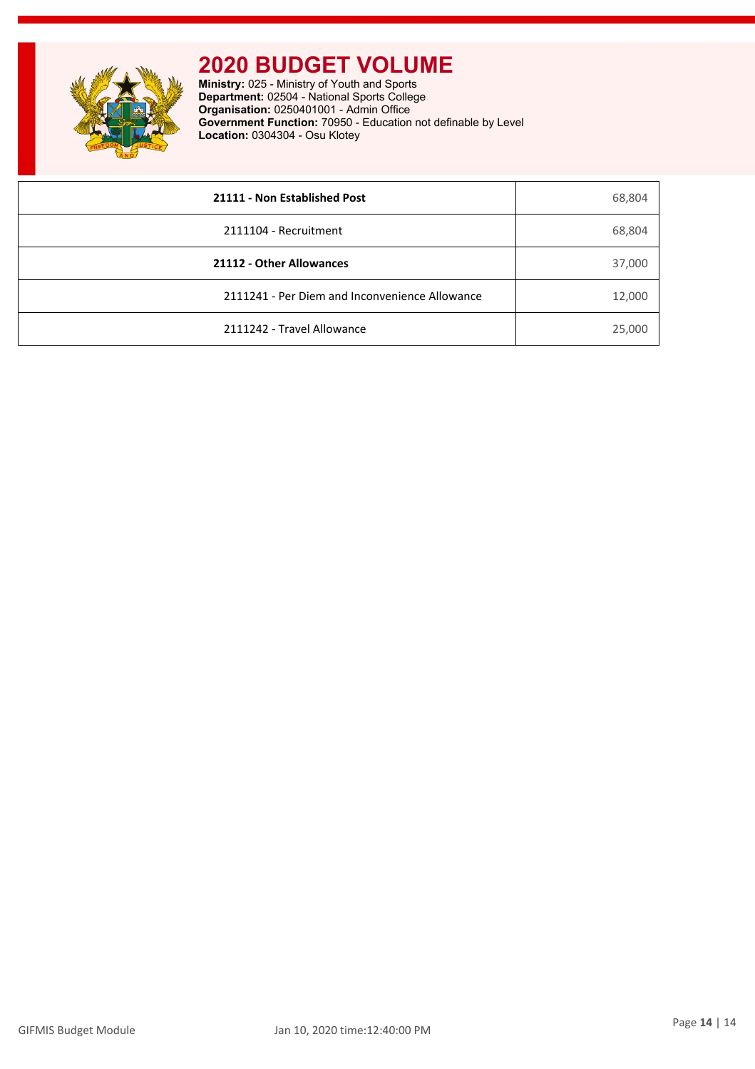# 2020 BUDGET VOLUME

**Ministry:** 025 - Ministry of Youth and Sports
**Department:** 02504 - National Sports College
**Organisation:** 0250401001 - Admin Office
**Government Function:** 70950 - Education not definable by Level
**Location:** 0304304 - Osu Klotey

| | |
|---|---|
| **21111 - Non Established Post** | 68,804 |
| 2111104 - Recruitment | 68,804 |
| **21112 - Other Allowances** | 37,000 |
| 2111241 - Per Diem and Inconvenience Allowance | 12,000 |
| 2111242 - Travel Allowance | 25,000 |

GIFMIS Budget Module Jan 10, 2020 time:12:40:00 PM